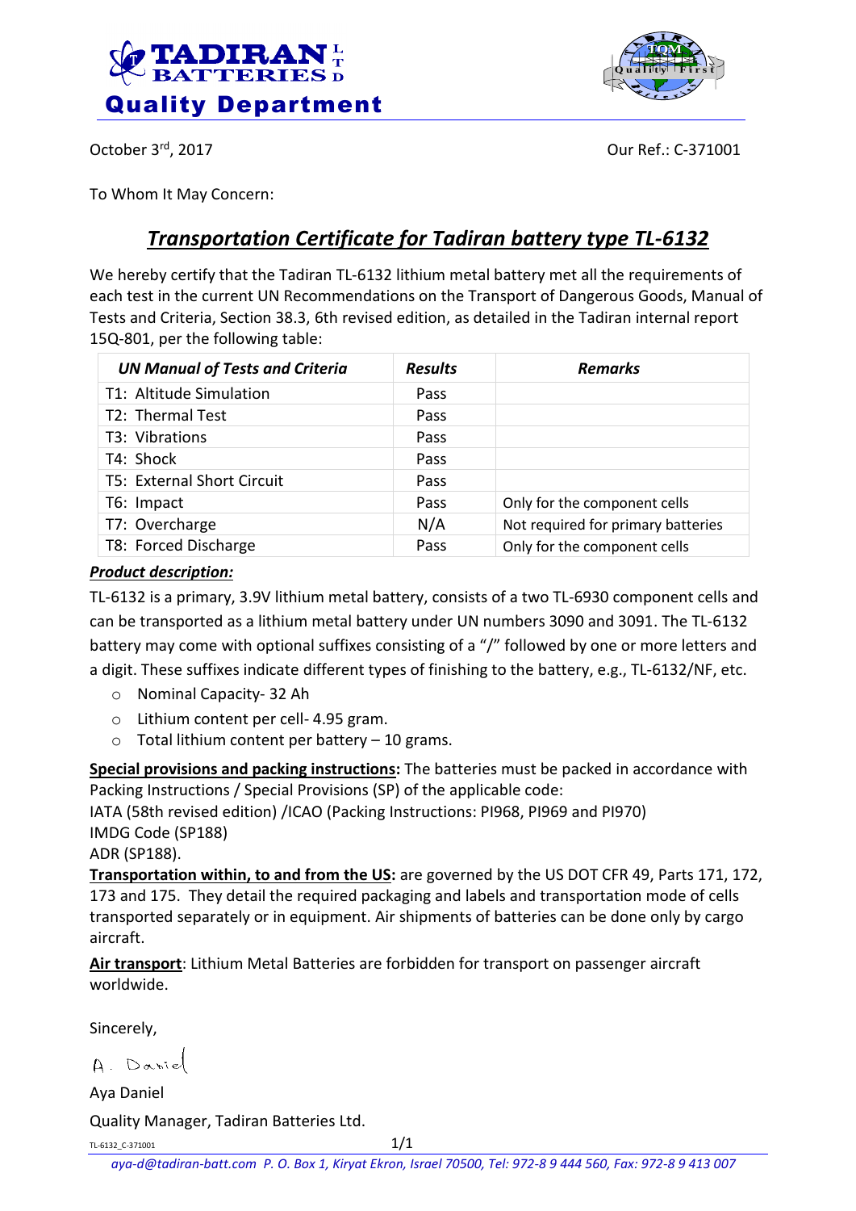**TADIRAN BATTERIES LTD**

**Quality Department**

October 3rd, 2017

Our Ref.: C-371001

To Whom It May Concern:

## *Transportation Certificate for Tadiran battery type TL-6132*

We hereby certify that the Tadiran TL-6132 lithium metal battery met all the requirements of each test in the current UN Recommendations on the Transport of Dangerous Goods, Manual of Tests and Criteria, Section 38.3, 6th revised edition, as detailed in the Tadiran internal report 15Q-801, per the following table:

| *UN Manual of Tests and Criteria* | *Results* | *Remarks* |
|---|---|---|
| T1: Altitude Simulation | Pass | |
| T2: Thermal Test | Pass | |
| T3: Vibrations | Pass | |
| T4: Shock | Pass | |
| T5: External Short Circuit | Pass | |
| T6: Impact | Pass | Only for the component cells |
| T7: Overcharge | N/A | Not required for primary batteries |
| T8: Forced Discharge | Pass | Only for the component cells |

***Product description:***

TL-6132 is a primary, 3.9V lithium metal battery, consists of a two TL-6930 component cells and can be transported as a lithium metal battery under UN numbers 3090 and 3091. The TL-6132 battery may come with optional suffixes consisting of a "/" followed by one or more letters and a digit. These suffixes indicate different types of finishing to the battery, e.g., TL-6132/NF, etc.

- Nominal Capacity- 32 Ah
- Lithium content per cell- 4.95 gram.
- Total lithium content per battery – 10 grams.

**Special provisions and packing instructions:** The batteries must be packed in accordance with Packing Instructions / Special Provisions (SP) of the applicable code:
IATA (58th revised edition) /ICAO (Packing Instructions: PI968, PI969 and PI970)
IMDG Code (SP188)
ADR (SP188).

**Transportation within, to and from the US:** are governed by the US DOT CFR 49, Parts 171, 172, 173 and 175. They detail the required packaging and labels and transportation mode of cells transported separately or in equipment. Air shipments of batteries can be done only by cargo aircraft.

**Air transport**: Lithium Metal Batteries are forbidden for transport on passenger aircraft worldwide.

Sincerely,

A. Daniel

Aya Daniel

Quality Manager, Tadiran Batteries Ltd.

TL-6132_C-371001

aya-d@tadiran-batt.com P. O. Box 1, Kiryat Ekron, Israel 70500, Tel: 972-8 9 444 560, Fax: 972-8 9 413 007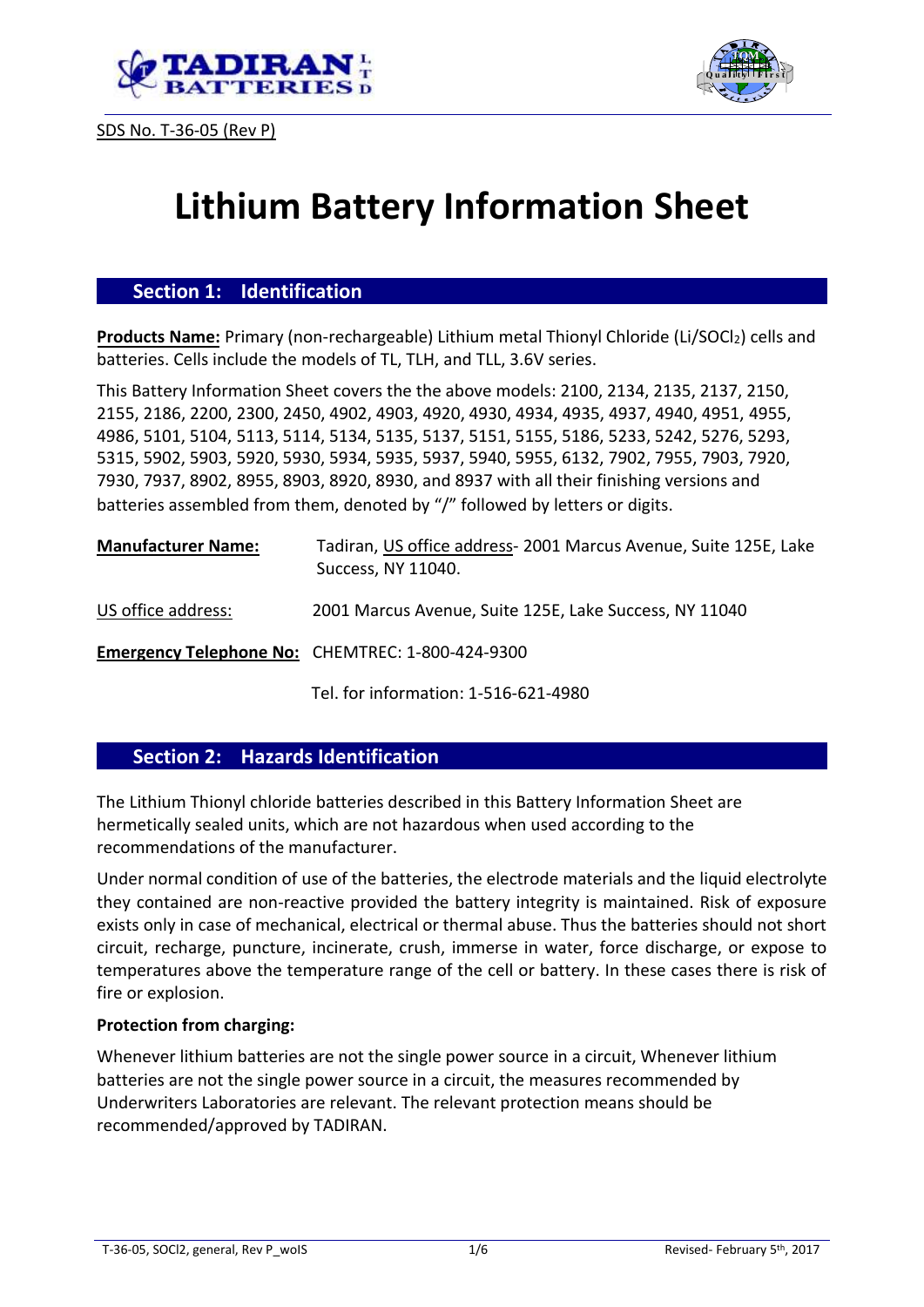SDS No. T-36-05 (Rev P)

# Lithium Battery Information Sheet

## Section 1: Identification

**Products Name:** Primary (non-rechargeable) Lithium metal Thionyl Chloride ($Li/SOCl_2$) cells and batteries. Cells include the models of TL, TLH, and TLL, 3.6V series.

This Battery Information Sheet covers the the above models: 2100, 2134, 2135, 2137, 2150, 2155, 2186, 2200, 2300, 2450, 4902, 4903, 4920, 4930, 4934, 4935, 4937, 4940, 4951, 4955, 4986, 5101, 5104, 5113, 5114, 5134, 5135, 5137, 5151, 5155, 5186, 5233, 5242, 5276, 5293, 5315, 5902, 5903, 5920, 5930, 5934, 5935, 5937, 5940, 5955, 6132, 7902, 7955, 7903, 7920, 7930, 7937, 8902, 8955, 8903, 8920, 8930, and 8937 with all their finishing versions and batteries assembled from them, denoted by "/" followed by letters or digits.

**Manufacturer Name:** Tadiran, US office address- 2001 Marcus Avenue, Suite 125E, Lake Success, NY 11040.

US office address: 2001 Marcus Avenue, Suite 125E, Lake Success, NY 11040

**Emergency Telephone No:** CHEMTREC: 1-800-424-9300

Tel. for information: 1-516-621-4980

## Section 2: Hazards Identification

The Lithium Thionyl chloride batteries described in this Battery Information Sheet are hermetically sealed units, which are not hazardous when used according to the recommendations of the manufacturer.

Under normal condition of use of the batteries, the electrode materials and the liquid electrolyte they contained are non-reactive provided the battery integrity is maintained. Risk of exposure exists only in case of mechanical, electrical or thermal abuse. Thus the batteries should not short circuit, recharge, puncture, incinerate, crush, immerse in water, force discharge, or expose to temperatures above the temperature range of the cell or battery. In these cases there is risk of fire or explosion.

**Protection from charging:**

Whenever lithium batteries are not the single power source in a circuit, Whenever lithium batteries are not the single power source in a circuit, the measures recommended by Underwriters Laboratories are relevant. The relevant protection means should be recommended/approved by TADIRAN.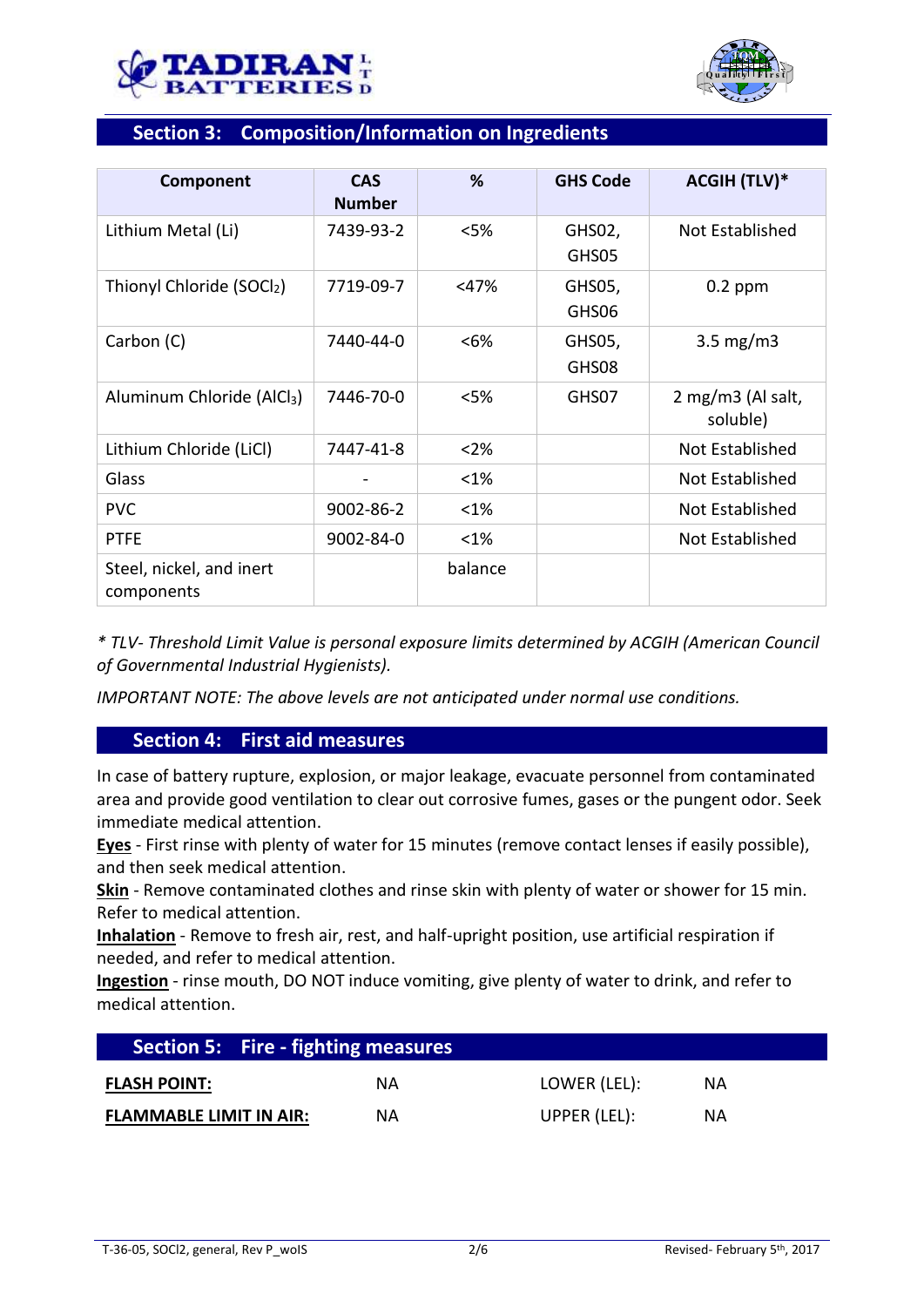## Section 3: Composition/Information on Ingredients

| Component | CAS Number | % | GHS Code | ACGIH (TLV)* |
|---|---|---|---|---|
| Lithium Metal (Li) | 7439-93-2 | <5% | GHS02, GHS05 | Not Established |
| Thionyl Chloride ($SOCl_2$) | 7719-09-7 | <47% | GHS05, GHS06 | 0.2 ppm |
| Carbon (C) | 7440-44-0 | <6% | GHS05, GHS08 | 3.5 mg/m3 |
| Aluminum Chloride ($AlCl_3$) | 7446-70-0 | <5% | GHS07 | 2 mg/m3 (Al salt, soluble) |
| Lithium Chloride (LiCl) | 7447-41-8 | <2% | | Not Established |
| Glass | - | <1% | | Not Established |
| PVC | 9002-86-2 | <1% | | Not Established |
| PTFE | 9002-84-0 | <1% | | Not Established |
| Steel, nickel, and inert components | | balance | | |

*\* TLV- Threshold Limit Value is personal exposure limits determined by ACGIH (American Council of Governmental Industrial Hygienists).*

*IMPORTANT NOTE: The above levels are not anticipated under normal use conditions.*

## Section 4: First aid measures

In case of battery rupture, explosion, or major leakage, evacuate personnel from contaminated area and provide good ventilation to clear out corrosive fumes, gases or the pungent odor. Seek immediate medical attention.

**Eyes** - First rinse with plenty of water for 15 minutes (remove contact lenses if easily possible), and then seek medical attention.

**Skin** - Remove contaminated clothes and rinse skin with plenty of water or shower for 15 min. Refer to medical attention.

**Inhalation** - Remove to fresh air, rest, and half-upright position, use artificial respiration if needed, and refer to medical attention.

**Ingestion** - rinse mouth, DO NOT induce vomiting, give plenty of water to drink, and refer to medical attention.

## Section 5: Fire - fighting measures

| | | | |
|---|---|---|---|
| **FLASH POINT:** | NA | LOWER (LEL): | NA |
| **FLAMMABLE LIMIT IN AIR:** | NA | UPPER (LEL): | NA |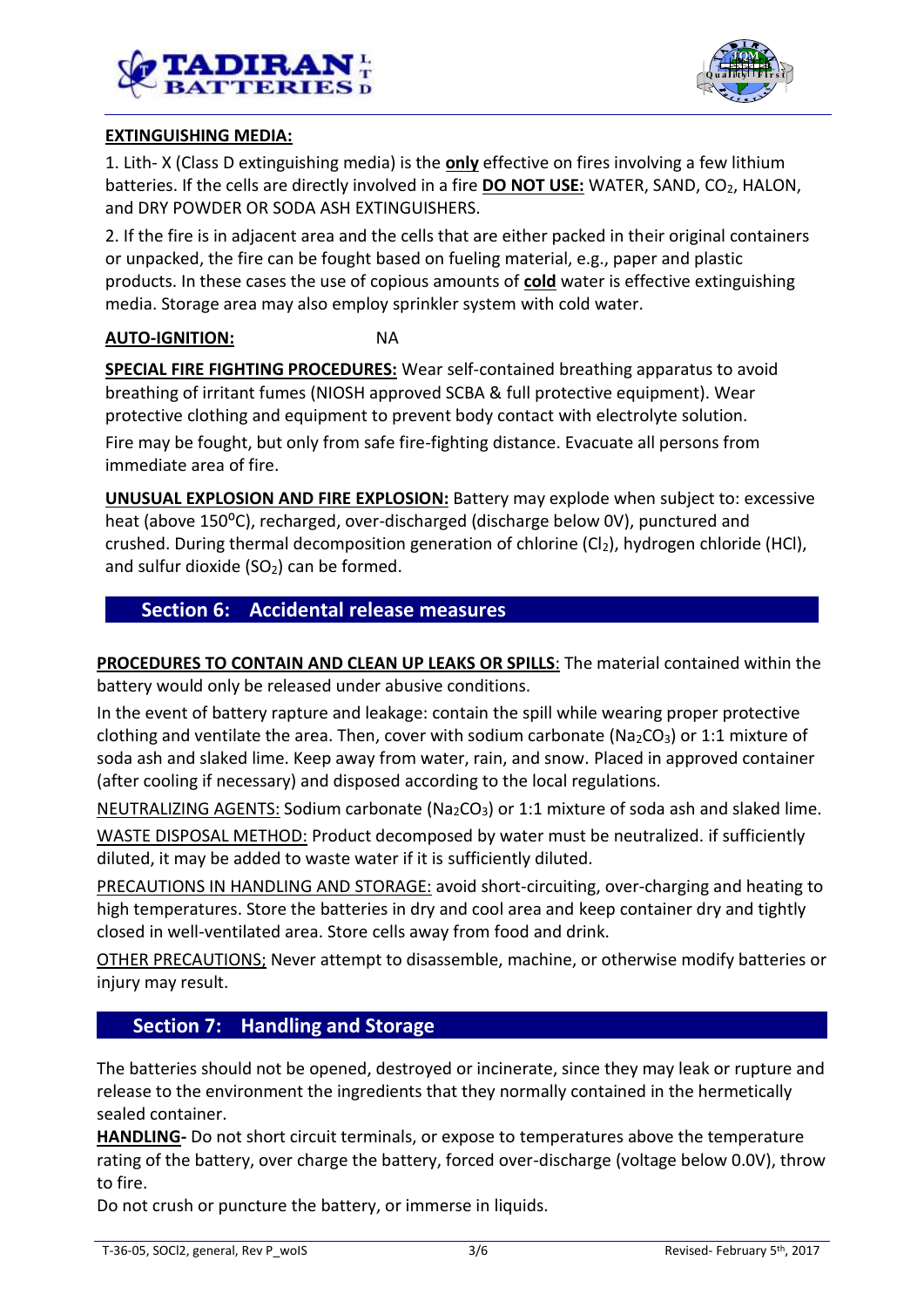**EXTINGUISHING MEDIA:**

1. Lith- X (Class D extinguishing media) is the **only** effective on fires involving a few lithium batteries. If the cells are directly involved in a fire **DO NOT USE:** WATER, SAND, $CO_2$, HALON, and DRY POWDER OR SODA ASH EXTINGUISHERS.

2. If the fire is in adjacent area and the cells that are either packed in their original containers or unpacked, the fire can be fought based on fueling material, e.g., paper and plastic products. In these cases the use of copious amounts of **cold** water is effective extinguishing media. Storage area may also employ sprinkler system with cold water.

**AUTO-IGNITION:** NA

**SPECIAL FIRE FIGHTING PROCEDURES:** Wear self-contained breathing apparatus to avoid breathing of irritant fumes (NIOSH approved SCBA & full protective equipment). Wear protective clothing and equipment to prevent body contact with electrolyte solution.

Fire may be fought, but only from safe fire-fighting distance. Evacuate all persons from immediate area of fire.

**UNUSUAL EXPLOSION AND FIRE EXPLOSION:** Battery may explode when subject to: excessive heat (above 150°C), recharged, over-discharged (discharge below 0V), punctured and crushed. During thermal decomposition generation of chlorine ($Cl_2$), hydrogen chloride (HCl), and sulfur dioxide ($SO_2$) can be formed.

## Section 6: Accidental release measures

**PROCEDURES TO CONTAIN AND CLEAN UP LEAKS OR SPILLS**: The material contained within the battery would only be released under abusive conditions.

In the event of battery rapture and leakage: contain the spill while wearing proper protective clothing and ventilate the area. Then, cover with sodium carbonate ($Na_2CO_3$) or 1:1 mixture of soda ash and slaked lime. Keep away from water, rain, and snow. Placed in approved container (after cooling if necessary) and disposed according to the local regulations.

NEUTRALIZING AGENTS: Sodium carbonate ($Na_2CO_3$) or 1:1 mixture of soda ash and slaked lime.

WASTE DISPOSAL METHOD: Product decomposed by water must be neutralized. if sufficiently diluted, it may be added to waste water if it is sufficiently diluted.

PRECAUTIONS IN HANDLING AND STORAGE: avoid short-circuiting, over-charging and heating to high temperatures. Store the batteries in dry and cool area and keep container dry and tightly closed in well-ventilated area. Store cells away from food and drink.

OTHER PRECAUTIONS; Never attempt to disassemble, machine, or otherwise modify batteries or injury may result.

## Section 7: Handling and Storage

The batteries should not be opened, destroyed or incinerate, since they may leak or rupture and release to the environment the ingredients that they normally contained in the hermetically sealed container.

**HANDLING-** Do not short circuit terminals, or expose to temperatures above the temperature rating of the battery, over charge the battery, forced over-discharge (voltage below 0.0V), throw to fire.

Do not crush or puncture the battery, or immerse in liquids.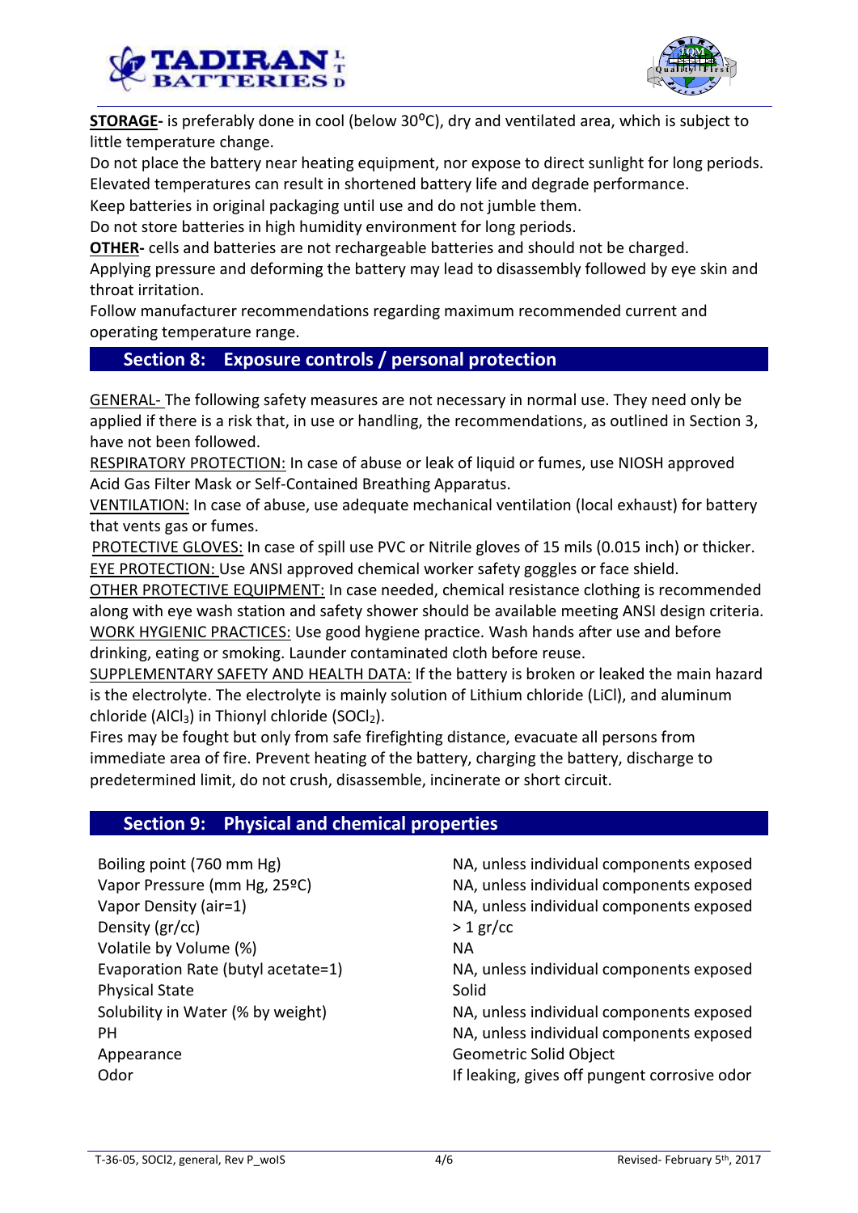**STORAGE-** is preferably done in cool (below 30⁰C), dry and ventilated area, which is subject to little temperature change.

Do not place the battery near heating equipment, nor expose to direct sunlight for long periods. Elevated temperatures can result in shortened battery life and degrade performance.

Keep batteries in original packaging until use and do not jumble them.

Do not store batteries in high humidity environment for long periods.

**OTHER-** cells and batteries are not rechargeable batteries and should not be charged.

Applying pressure and deforming the battery may lead to disassembly followed by eye skin and throat irritation.

Follow manufacturer recommendations regarding maximum recommended current and operating temperature range.

## Section 8: Exposure controls / personal protection

GENERAL- The following safety measures are not necessary in normal use. They need only be applied if there is a risk that, in use or handling, the recommendations, as outlined in Section 3, have not been followed.

RESPIRATORY PROTECTION: In case of abuse or leak of liquid or fumes, use NIOSH approved Acid Gas Filter Mask or Self-Contained Breathing Apparatus.

VENTILATION: In case of abuse, use adequate mechanical ventilation (local exhaust) for battery that vents gas or fumes.

PROTECTIVE GLOVES: In case of spill use PVC or Nitrile gloves of 15 mils (0.015 inch) or thicker.

EYE PROTECTION: Use ANSI approved chemical worker safety goggles or face shield.

OTHER PROTECTIVE EQUIPMENT: In case needed, chemical resistance clothing is recommended along with eye wash station and safety shower should be available meeting ANSI design criteria.

WORK HYGIENIC PRACTICES: Use good hygiene practice. Wash hands after use and before drinking, eating or smoking. Launder contaminated cloth before reuse.

SUPPLEMENTARY SAFETY AND HEALTH DATA: If the battery is broken or leaked the main hazard is the electrolyte. The electrolyte is mainly solution of Lithium chloride (LiCl), and aluminum chloride ($AlCl_3$) in Thionyl chloride ($SOCl_2$).

Fires may be fought but only from safe firefighting distance, evacuate all persons from immediate area of fire. Prevent heating of the battery, charging the battery, discharge to predetermined limit, do not crush, disassemble, incinerate or short circuit.

## Section 9: Physical and chemical properties

| Property | Value |
|---|---|
| Boiling point (760 mm Hg) | NA, unless individual components exposed |
| Vapor Pressure (mm Hg, 25ºC) | NA, unless individual components exposed |
| Vapor Density (air=1) | NA, unless individual components exposed |
| Density (gr/cc) | > 1 gr/cc |
| Volatile by Volume (%) | NA |
| Evaporation Rate (butyl acetate=1) | NA, unless individual components exposed |
| Physical State | Solid |
| Solubility in Water (% by weight) | NA, unless individual components exposed |
| PH | NA, unless individual components exposed |
| Appearance | Geometric Solid Object |
| Odor | If leaking, gives off pungent corrosive odor |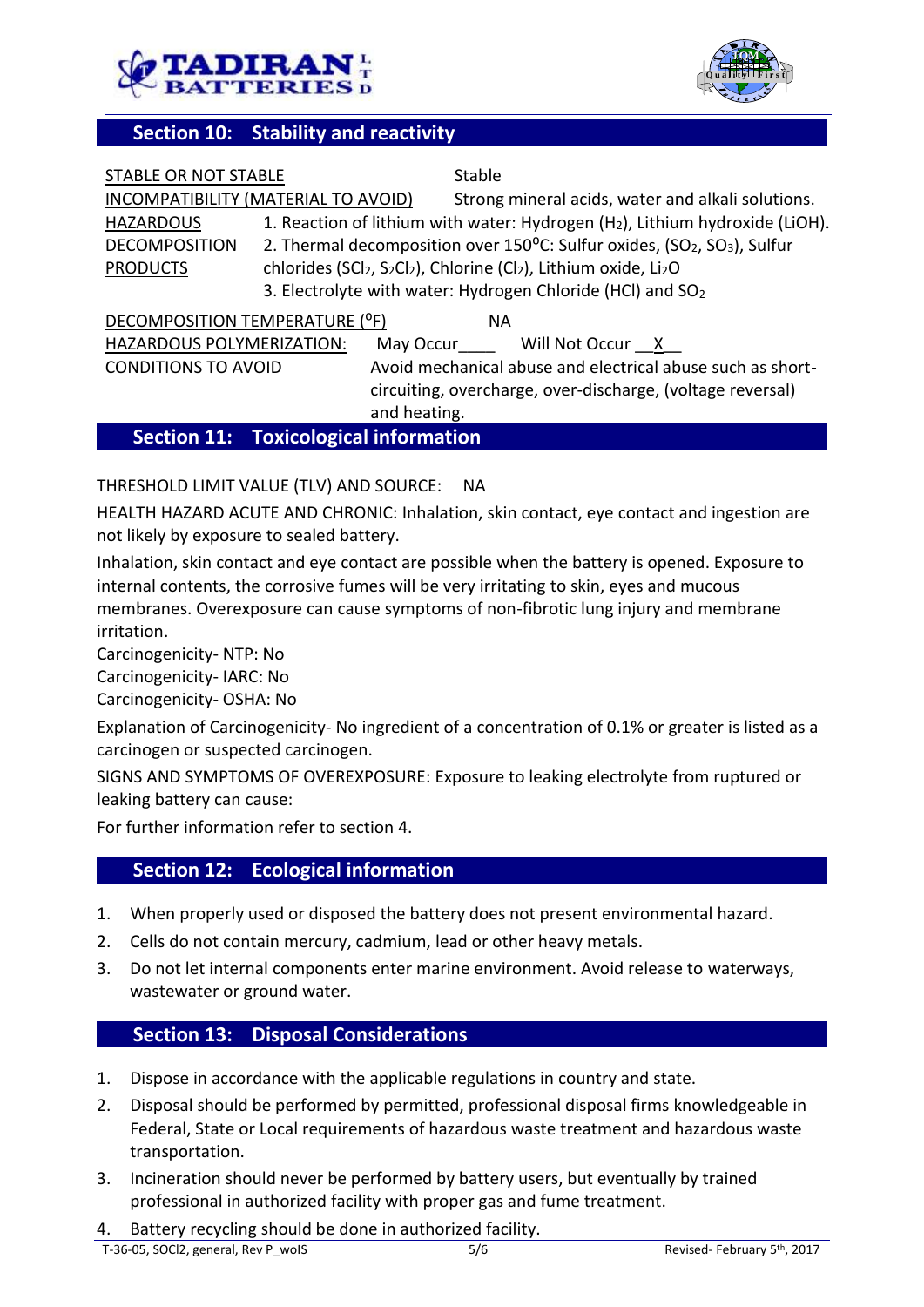## Section 10: Stability and reactivity

| | |
|---|---|
| STABLE OR NOT STABLE | Stable |
| INCOMPATIBILITY (MATERIAL TO AVOID) | Strong mineral acids, water and alkali solutions. |
| HAZARDOUS DECOMPOSITION PRODUCTS | 1. Reaction of lithium with water: Hydrogen ($H_2$), Lithium hydroxide (LiOH).<br>2. Thermal decomposition over 150°C: Sulfur oxides, ($SO_2$, $SO_3$), Sulfur chlorides ($SCl_2$, $S_2Cl_2$), Chlorine ($Cl_2$), Lithium oxide, $Li_2O$<br>3. Electrolyte with water: Hydrogen Chloride (HCl) and $SO_2$ |
| DECOMPOSITION TEMPERATURE (°F) | NA |
| HAZARDOUS POLYMERIZATION: | May Occur____ Will Not Occur __X__ |
| CONDITIONS TO AVOID | Avoid mechanical abuse and electrical abuse such as short-circuiting, overcharge, over-discharge, (voltage reversal) and heating. |

## Section 11: Toxicological information

THRESHOLD LIMIT VALUE (TLV) AND SOURCE: NA

HEALTH HAZARD ACUTE AND CHRONIC: Inhalation, skin contact, eye contact and ingestion are not likely by exposure to sealed battery.

Inhalation, skin contact and eye contact are possible when the battery is opened. Exposure to internal contents, the corrosive fumes will be very irritating to skin, eyes and mucous membranes. Overexposure can cause symptoms of non-fibrotic lung injury and membrane irritation.

Carcinogenicity- NTP: No

Carcinogenicity- IARC: No

Carcinogenicity- OSHA: No

Explanation of Carcinogenicity- No ingredient of a concentration of 0.1% or greater is listed as a carcinogen or suspected carcinogen.

SIGNS AND SYMPTOMS OF OVEREXPOSURE: Exposure to leaking electrolyte from ruptured or leaking battery can cause:

For further information refer to section 4.

## Section 12: Ecological information

1. When properly used or disposed the battery does not present environmental hazard.
2. Cells do not contain mercury, cadmium, lead or other heavy metals.
3. Do not let internal components enter marine environment. Avoid release to waterways, wastewater or ground water.

## Section 13: Disposal Considerations

1. Dispose in accordance with the applicable regulations in country and state.
2. Disposal should be performed by permitted, professional disposal firms knowledgeable in Federal, State or Local requirements of hazardous waste treatment and hazardous waste transportation.
3. Incineration should never be performed by battery users, but eventually by trained professional in authorized facility with proper gas and fume treatment.
4. Battery recycling should be done in authorized facility.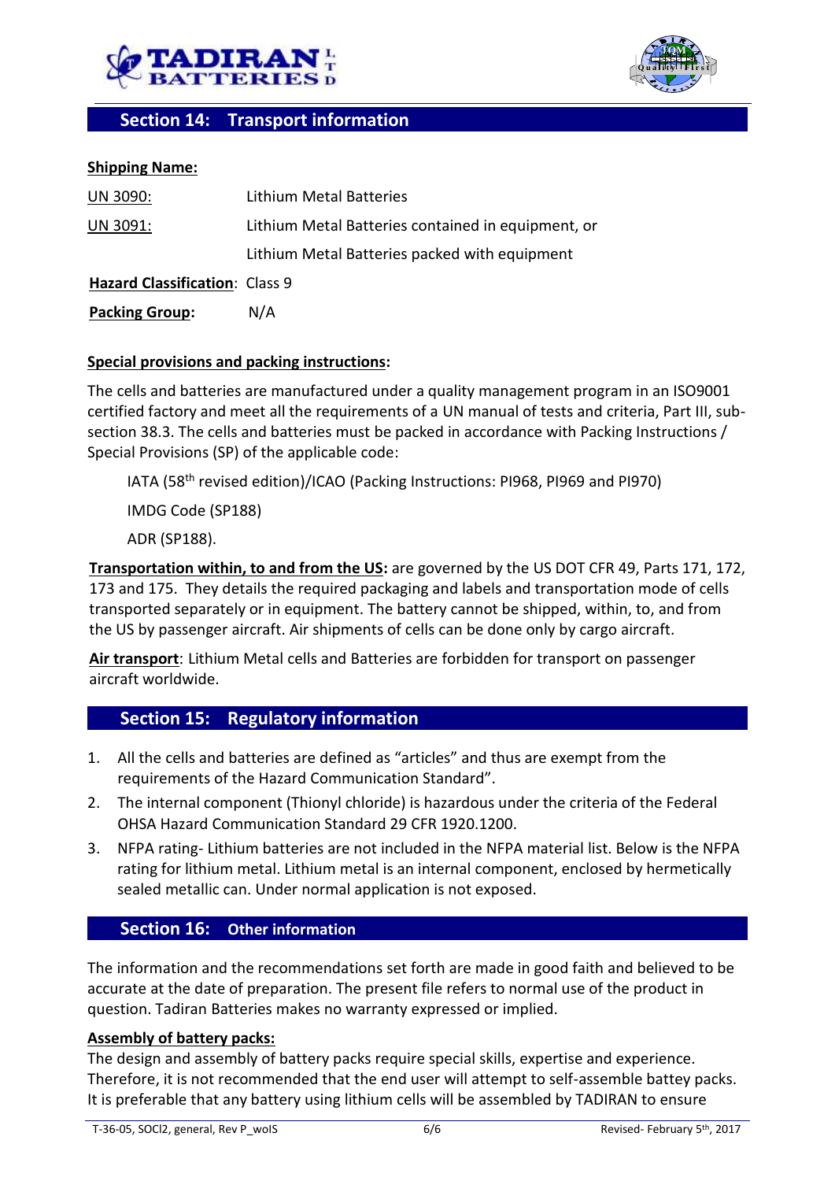## Section 14: Transport information

**Shipping Name:**

| | |
|---|---|
| UN 3090: | Lithium Metal Batteries |
| UN 3091: | Lithium Metal Batteries contained in equipment, or |
| | Lithium Metal Batteries packed with equipment |

**Hazard Classification**: Class 9

**Packing Group:** N/A

**Special provisions and packing instructions:**

The cells and batteries are manufactured under a quality management program in an ISO9001 certified factory and meet all the requirements of a UN manual of tests and criteria, Part III, sub-section 38.3. The cells and batteries must be packed in accordance with Packing Instructions / Special Provisions (SP) of the applicable code:

IATA (58th revised edition)/ICAO (Packing Instructions: PI968, PI969 and PI970)

IMDG Code (SP188)

ADR (SP188).

**Transportation within, to and from the US:** are governed by the US DOT CFR 49, Parts 171, 172, 173 and 175. They details the required packaging and labels and transportation mode of cells transported separately or in equipment. The battery cannot be shipped, within, to, and from the US by passenger aircraft. Air shipments of cells can be done only by cargo aircraft.

**Air transport**: Lithium Metal cells and Batteries are forbidden for transport on passenger aircraft worldwide.

## Section 15: Regulatory information

1. All the cells and batteries are defined as "articles" and thus are exempt from the requirements of the Hazard Communication Standard".
2. The internal component (Thionyl chloride) is hazardous under the criteria of the Federal OHSA Hazard Communication Standard 29 CFR 1920.1200.
3. NFPA rating- Lithium batteries are not included in the NFPA material list. Below is the NFPA rating for lithium metal. Lithium metal is an internal component, enclosed by hermetically sealed metallic can. Under normal application is not exposed.

## Section 16: Other information

The information and the recommendations set forth are made in good faith and believed to be accurate at the date of preparation. The present file refers to normal use of the product in question. Tadiran Batteries makes no warranty expressed or implied.

**Assembly of battery packs:**

The design and assembly of battery packs require special skills, expertise and experience. Therefore, it is not recommended that the end user will attempt to self-assemble battey packs. It is preferable that any battery using lithium cells will be assembled by TADIRAN to ensure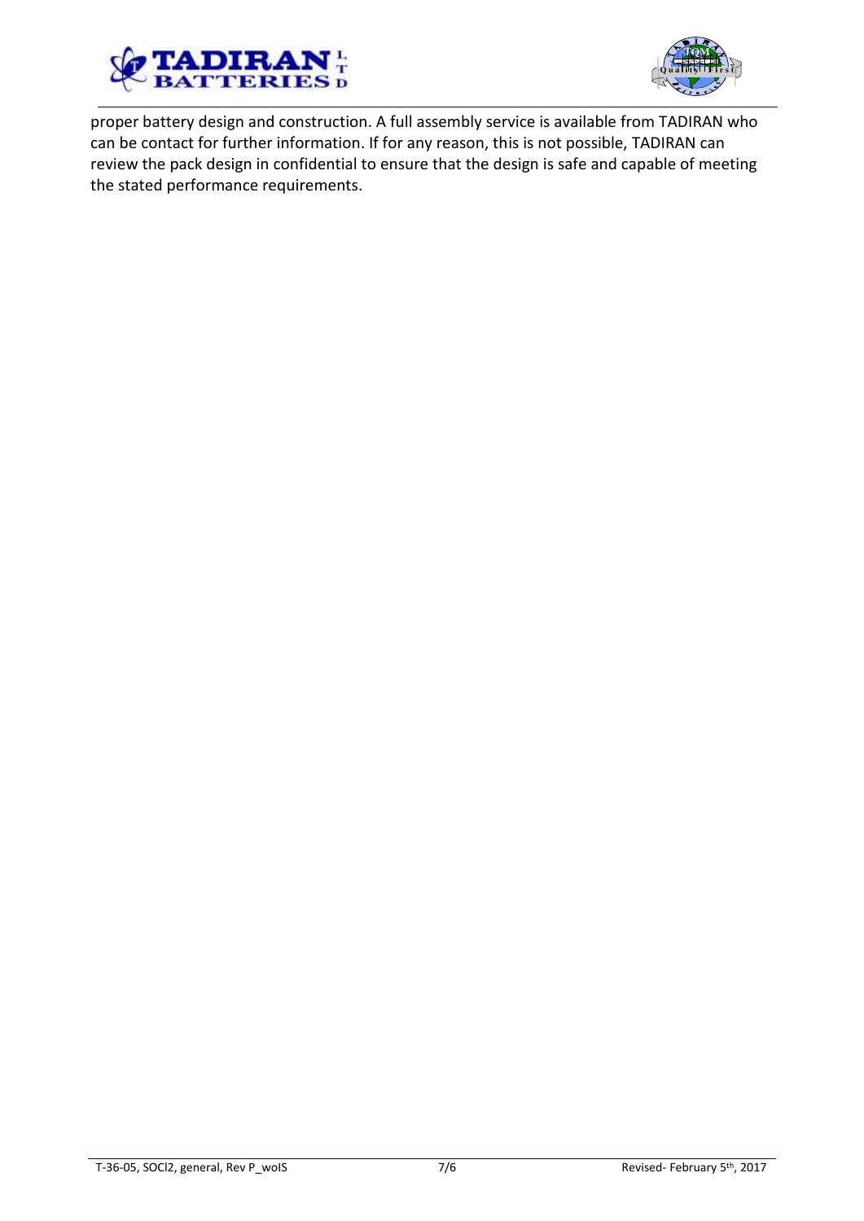proper battery design and construction. A full assembly service is available from TADIRAN who can be contact for further information. If for any reason, this is not possible, TADIRAN can review the pack design in confidential to ensure that the design is safe and capable of meeting the stated performance requirements.